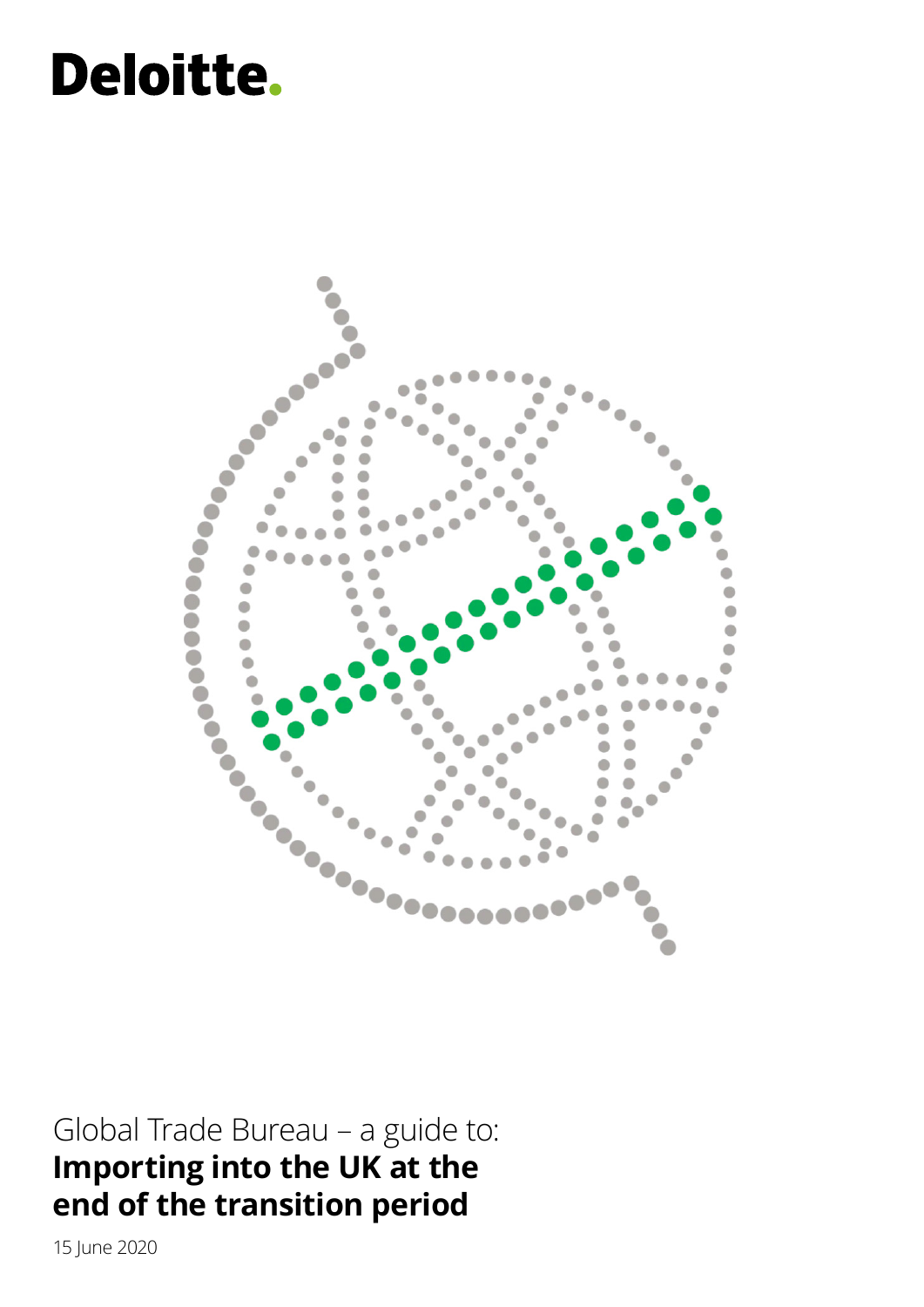Deloitte.

Global Trade Bureau – a guide to:

# Importing into the UK at the end of the transition period

15 June 2020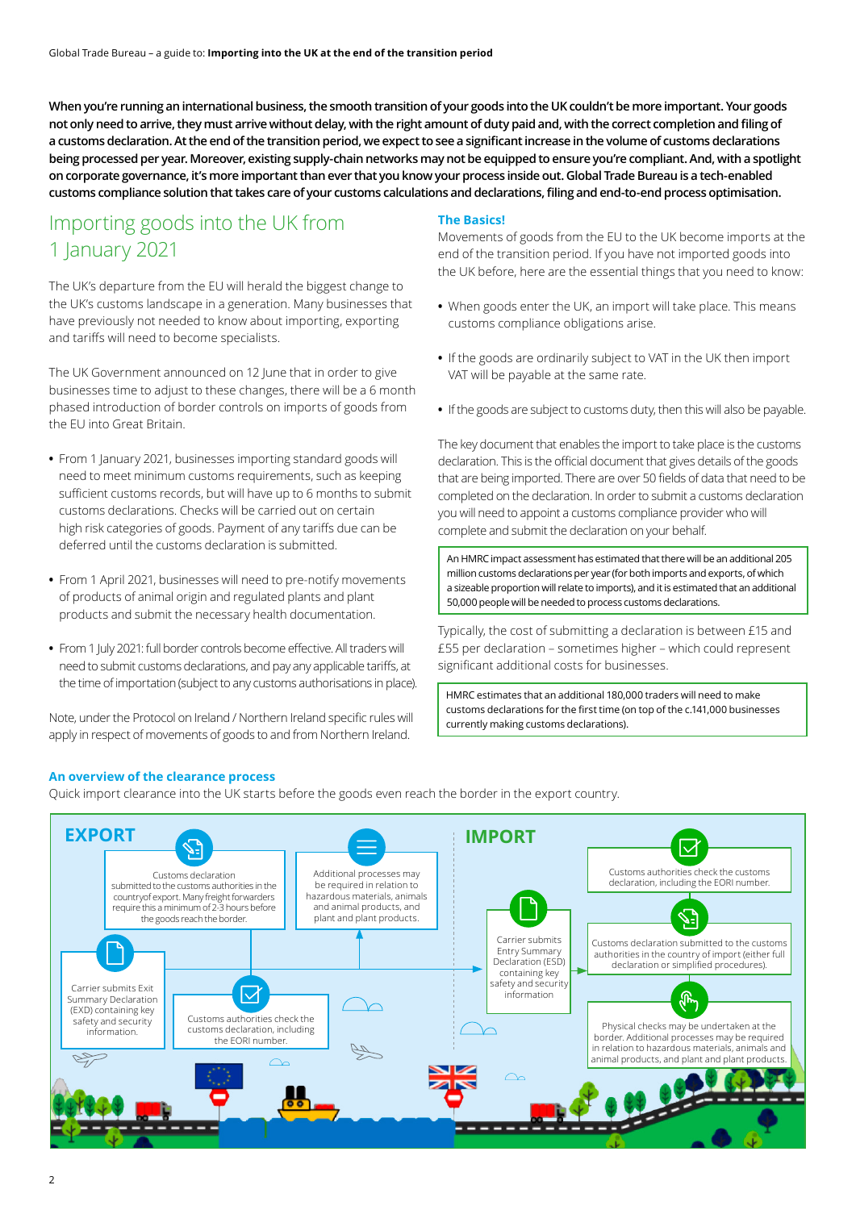**When you're running an international business, the smooth transition of your goods into the UK couldn't be more important. Your goods not only need to arrive, they must arrive without delay, with the right amount of duty paid and, with the correct completion and filing of a customs declaration. At the end of the transition period, we expect to see a significant increase in the volume of customs declarations being processed per year. Moreover, existing supply-chain networks may not be equipped to ensure you're compliant. And, with a spotlight on corporate governance, it's more important than ever that you know your process inside out. Global Trade Bureau is a tech-enabled customs compliance solution that takes care of your customs calculations and declarations, filing and end-to-end process optimisation.**

## Importing goods into the UK from 1 January 2021

The UK's departure from the EU will herald the biggest change to the UK's customs landscape in a generation. Many businesses that have previously not needed to know about importing, exporting and tariffs will need to become specialists.

The UK Government announced on 12 June that in order to give businesses time to adjust to these changes, there will be a 6 month phased introduction of border controls on imports of goods from the EU into Great Britain.

- From 1 January 2021, businesses importing standard goods will need to meet minimum customs requirements, such as keeping sufficient customs records, but will have up to 6 months to submit customs declarations. Checks will be carried out on certain high risk categories of goods. Payment of any tariffs due can be deferred until the customs declaration is submitted.
- From 1 April 2021, businesses will need to pre-notify movements of products of animal origin and regulated plants and plant products and submit the necessary health documentation.
- From 1 July 2021: full border controls become effective. All traders will need to submit customs declarations, and pay any applicable tariffs, at the time of importation (subject to any customs authorisations in place).

Note, under the Protocol on Ireland / Northern Ireland specific rules will apply in respect of movements of goods to and from Northern Ireland.

### The Basics!

Movements of goods from the EU to the UK become imports at the end of the transition period. If you have not imported goods into the UK before, here are the essential things that you need to know:

- When goods enter the UK, an import will take place. This means customs compliance obligations arise.
- If the goods are ordinarily subject to VAT in the UK then import VAT will be payable at the same rate.
- If the goods are subject to customs duty, then this will also be payable.

The key document that enables the import to take place is the customs declaration. This is the official document that gives details of the goods that are being imported. There are over 50 fields of data that need to be completed on the declaration. In order to submit a customs declaration you will need to appoint a customs compliance provider who will complete and submit the declaration on your behalf.

> An HMRC impact assessment has estimated that there will be an additional 205 million customs declarations per year (for both imports and exports, of which a sizeable proportion will relate to imports), and it is estimated that an additional 50,000 people will be needed to process customs declarations.

Typically, the cost of submitting a declaration is between £15 and £55 per declaration – sometimes higher – which could represent significant additional costs for businesses.

> HMRC estimates that an additional 180,000 traders will need to make customs declarations for the first time (on top of the c.141,000 businesses currently making customs declarations).

### An overview of the clearance process

Quick import clearance into the UK starts before the goods even reach the border in the export country.

**EXPORT**

- Customs declaration submitted to the customs authorities in the country of export. Many freight forwarders require this a minimum of 2-3 hours before the goods reach the border.
- Additional processes may be required in relation to hazardous materials, animals and animal products, and plant and plant products.
- Carrier submits Exit Summary Declaration (EXD) containing key safety and security information.
- Customs authorities check the customs declaration, including the EORI number.

**IMPORT**

- Carrier submits Entry Summary Declaration (ESD) containing key safety and security information
- Customs authorities check the customs declaration, including the EORI number.
- Customs declaration submitted to the customs authorities in the country of import (either full declaration or simplified procedures).
- Physical checks may be undertaken at the border. Additional processes may be required in relation to hazardous materials, animals and animal products, and plant and plant products.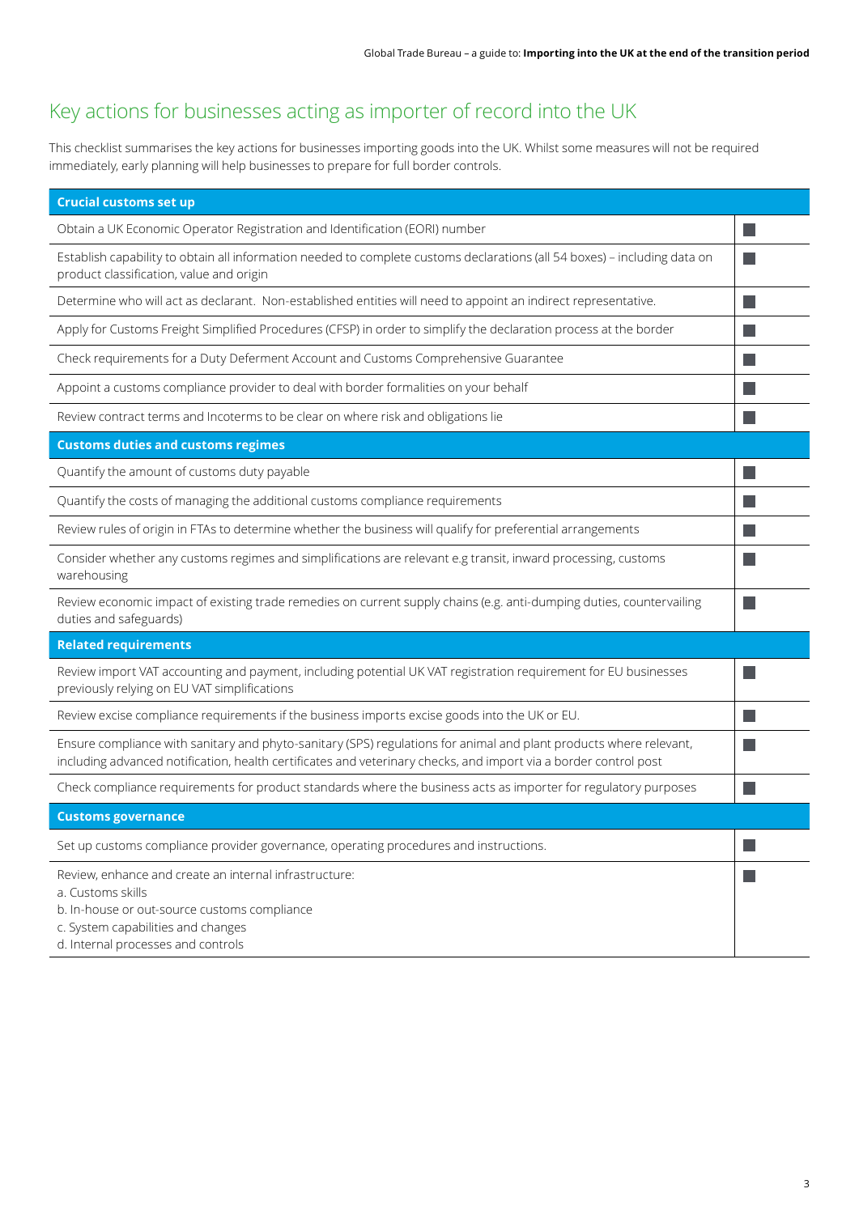## Key actions for businesses acting as importer of record into the UK

This checklist summarises the key actions for businesses importing goods into the UK. Whilst some measures will not be required immediately, early planning will help businesses to prepare for full border controls.

| Crucial customs set up | |
|---|---|
| Obtain a UK Economic Operator Registration and Identification (EORI) number | ■ |
| Establish capability to obtain all information needed to complete customs declarations (all 54 boxes) – including data on product classification, value and origin | ■ |
| Determine who will act as declarant. Non-established entities will need to appoint an indirect representative. | ■ |
| Apply for Customs Freight Simplified Procedures (CFSP) in order to simplify the declaration process at the border | ■ |
| Check requirements for a Duty Deferment Account and Customs Comprehensive Guarantee | ■ |
| Appoint a customs compliance provider to deal with border formalities on your behalf | ■ |
| Review contract terms and Incoterms to be clear on where risk and obligations lie | ■ |
| **Customs duties and customs regimes** | |
| Quantify the amount of customs duty payable | ■ |
| Quantify the costs of managing the additional customs compliance requirements | ■ |
| Review rules of origin in FTAs to determine whether the business will qualify for preferential arrangements | ■ |
| Consider whether any customs regimes and simplifications are relevant e.g transit, inward processing, customs warehousing | ■ |
| Review economic impact of existing trade remedies on current supply chains (e.g. anti-dumping duties, countervailing duties and safeguards) | ■ |
| **Related requirements** | |
| Review import VAT accounting and payment, including potential UK VAT registration requirement for EU businesses previously relying on EU VAT simplifications | ■ |
| Review excise compliance requirements if the business imports excise goods into the UK or EU. | ■ |
| Ensure compliance with sanitary and phyto-sanitary (SPS) regulations for animal and plant products where relevant, including advanced notification, health certificates and veterinary checks, and import via a border control post | ■ |
| Check compliance requirements for product standards where the business acts as importer for regulatory purposes | ■ |
| **Customs governance** | |
| Set up customs compliance provider governance, operating procedures and instructions. | ■ |
| Review, enhance and create an internal infrastructure:<br>a. Customs skills<br>b. In-house or out-source customs compliance<br>c. System capabilities and changes<br>d. Internal processes and controls | ■ |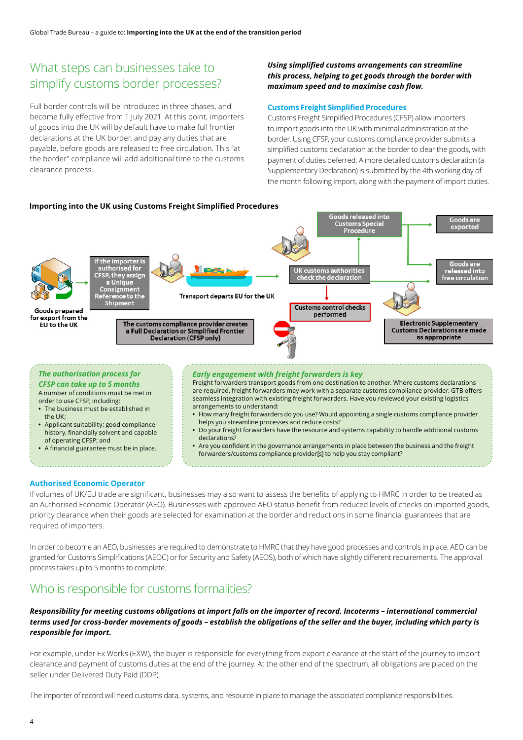## What steps can businesses take to simplify customs border processes?

Full border controls will be introduced in three phases, and become fully effective from 1 July 2021. At this point, importers of goods into the UK will by default have to make full frontier declarations at the UK border, and pay any duties that are payable, before goods are released to free circulation. This "at the border" compliance will add additional time to the customs clearance process.

***Using simplified customs arrangements can streamline this process, helping to get goods through the border with maximum speed and to maximise cash flow.***

### Customs Freight Simplified Procedures

Customs Freight Simplified Procedures (CFSP) allow importers to import goods into the UK with minimal administration at the border. Using CFSP, your customs compliance provider submits a simplified customs declaration at the border to clear the goods, with payment of duties deferred. A more detailed customs declaration (a Supplementary Declaration) is submitted by the 4th working day of the month following import, along with the payment of import duties.

**Importing into the UK using Customs Freight Simplified Procedures**

Goods prepared for export from the EU to the UK

If the importer is authorised for CFSP, they assign a Unique Consignment Reference to the Shipment

The customs compliance provider creates a Full Declaration or Simplified Frontier Declaration (CFSP only)

Transport departs EU for the UK

UK customs authorities check the declaration

Customs control checks performed

Goods released into Customs Special Procedure

Goods are exported

Goods are released into free circulation

Electronic Supplementary Customs Declarations are made as appropriate

***The authorisation process for CFSP can take up to 5 months***

A number of conditions must be met in order to use CFSP, including:

- The business must be established in the UK;
- Applicant suitability: good compliance history, financially solvent and capable of operating CFSP; and
- A financial guarantee must be in place.

***Early engagement with freight forwarders is key***

Freight forwarders transport goods from one destination to another. Where customs declarations are required, freight forwarders may work with a separate customs compliance provider. GTB offers seamless integration with existing freight forwarders. Have you reviewed your existing logistics arrangements to understand:

- How many freight forwarders do you use? Would appointing a single customs compliance provider helps you streamline processes and reduce costs?
- Do your freight forwarders have the resource and systems capability to handle additional customs declarations?
- Are you confident in the governance arrangements in place between the business and the freight forwarders/customs compliance provider[s] to help you stay compliant?

### Authorised Economic Operator

If volumes of UK/EU trade are significant, businesses may also want to assess the benefits of applying to HMRC in order to be treated as an Authorised Economic Operator (AEO). Businesses with approved AEO status benefit from reduced levels of checks on imported goods, priority clearance when their goods are selected for examination at the border and reductions in some financial guarantees that are required of importers.

In order to become an AEO, businesses are required to demonstrate to HMRC that they have good processes and controls in place. AEO can be granted for Customs Simplifications (AEOC) or for Security and Safety (AEOS), both of which have slightly different requirements. The approval process takes up to 5 months to complete.

## Who is responsible for customs formalities?

***Responsibility for meeting customs obligations at import falls on the importer of record. Incoterms – international commercial terms used for cross-border movements of goods – establish the obligations of the seller and the buyer, including which party is responsible for import.***

For example, under Ex Works (EXW), the buyer is responsible for everything from export clearance at the start of the journey to import clearance and payment of customs duties at the end of the journey. At the other end of the spectrum, all obligations are placed on the seller under Delivered Duty Paid (DDP).

The importer of record will need customs data, systems, and resource in place to manage the associated compliance responsibilities.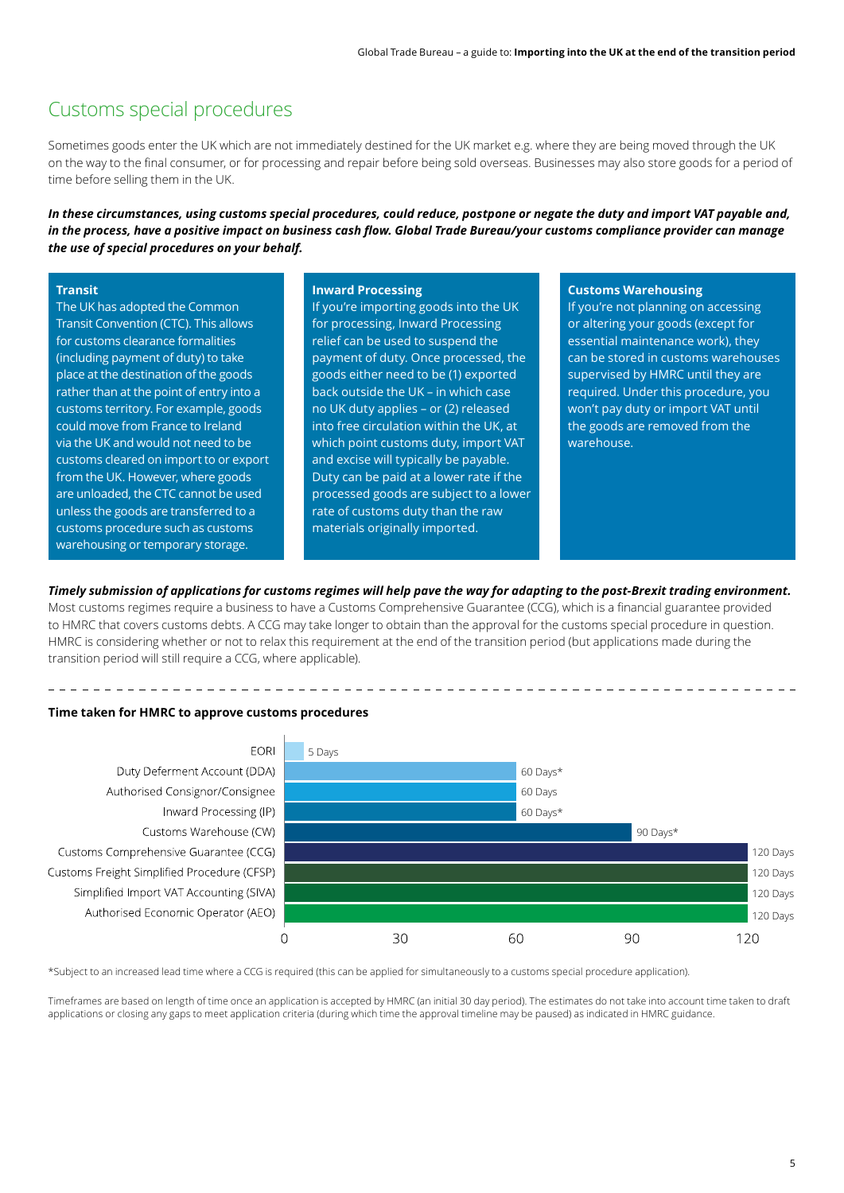# Customs special procedures

Sometimes goods enter the UK which are not immediately destined for the UK market e.g. where they are being moved through the UK on the way to the final consumer, or for processing and repair before being sold overseas. Businesses may also store goods for a period of time before selling them in the UK.

***In these circumstances, using customs special procedures, could reduce, postpone or negate the duty and import VAT payable and, in the process, have a positive impact on business cash flow. Global Trade Bureau/your customs compliance provider can manage the use of special procedures on your behalf.***

### Transit

The UK has adopted the Common Transit Convention (CTC). This allows for customs clearance formalities (including payment of duty) to take place at the destination of the goods rather than at the point of entry into a customs territory. For example, goods could move from France to Ireland via the UK and would not need to be customs cleared on import to or export from the UK. However, where goods are unloaded, the CTC cannot be used unless the goods are transferred to a customs procedure such as customs warehousing or temporary storage.

### Inward Processing

If you're importing goods into the UK for processing, Inward Processing relief can be used to suspend the payment of duty. Once processed, the goods either need to be (1) exported back outside the UK – in which case no UK duty applies – or (2) released into free circulation within the UK, at which point customs duty, import VAT and excise will typically be payable. Duty can be paid at a lower rate if the processed goods are subject to a lower rate of customs duty than the raw materials originally imported.

### Customs Warehousing

If you're not planning on accessing or altering your goods (except for essential maintenance work), they can be stored in customs warehouses supervised by HMRC until they are required. Under this procedure, you won't pay duty or import VAT until the goods are removed from the warehouse.

***Timely submission of applications for customs regimes will help pave the way for adapting to the post-Brexit trading environment.***
Most customs regimes require a business to have a Customs Comprehensive Guarantee (CCG), which is a financial guarantee provided to HMRC that covers customs debts. A CCG may take longer to obtain than the approval for the customs special procedure in question. HMRC is considering whether or not to relax this requirement at the end of the transition period (but applications made during the transition period will still require a CCG, where applicable).

**Time taken for HMRC to approve customs procedures**

| Procedure | Time taken |
|---|---|
| EORI | 5 Days |
| Duty Deferment Account (DDA) | 60 Days* |
| Authorised Consignor/Consignee | 60 Days |
| Inward Processing (IP) | 60 Days* |
| Customs Warehouse (CW) | 90 Days* |
| Customs Comprehensive Guarantee (CCG) | 120 Days |
| Customs Freight Simplified Procedure (CFSP) | 120 Days |
| Simplified Import VAT Accounting (SIVA) | 120 Days |
| Authorised Economic Operator (AEO) | 120 Days |

*Subject to an increased lead time where a CCG is required (this can be applied for simultaneously to a customs special procedure application).

Timeframes are based on length of time once an application is accepted by HMRC (an initial 30 day period). The estimates do not take into account time taken to draft applications or closing any gaps to meet application criteria (during which time the approval timeline may be paused) as indicated in HMRC guidance.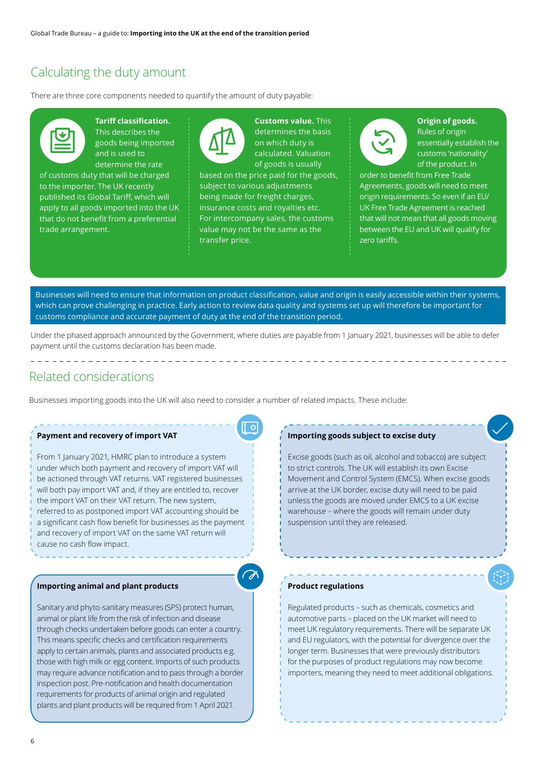## Calculating the duty amount

There are three core components needed to quantify the amount of duty payable:

**Tariff classification.** This describes the goods being imported and is used to determine the rate of customs duty that will be charged to the importer. The UK recently published its Global Tariff, which will apply to all goods imported into the UK that do not benefit from a preferential trade arrangement.

**Customs value.** This determines the basis on which duty is calculated. Valuation of goods is usually based on the price paid for the goods, subject to various adjustments being made for freight charges, insurance costs and royalties etc. For intercompany sales, the customs value may not be the same as the transfer price.

**Origin of goods.** Rules of origin essentially establish the customs 'nationality' of the product. In order to benefit from Free Trade Agreements, goods will need to meet origin requirements. So even if an EU/UK Free Trade Agreement is reached that will not mean that all goods moving between the EU and UK will qualify for zero tariffs.

Businesses will need to ensure that information on product classification, value and origin is easily accessible within their systems, which can prove challenging in practice. Early action to review data quality and systems set up will therefore be important for customs compliance and accurate payment of duty at the end of the transition period.

Under the phased approach announced by the Government, where duties are payable from 1 January 2021, businesses will be able to defer payment until the customs declaration has been made.

## Related considerations

Businesses importing goods into the UK will also need to consider a number of related impacts. These include:

### Payment and recovery of import VAT

From 1 January 2021, HMRC plan to introduce a system under which both payment and recovery of import VAT will be actioned through VAT returns. VAT registered businesses will both pay import VAT and, if they are entitled to, recover the import VAT on their VAT return. The new system, referred to as postponed import VAT accounting should be a significant cash flow benefit for businesses as the payment and recovery of import VAT on the same VAT return will cause no cash flow impact.

### Importing goods subject to excise duty

Excise goods (such as oil, alcohol and tobacco) are subject to strict controls. The UK will establish its own Excise Movement and Control System (EMCS). When excise goods arrive at the UK border, excise duty will need to be paid unless the goods are moved under EMCS to a UK excise warehouse – where the goods will remain under duty suspension until they are released.

### Importing animal and plant products

Sanitary and phyto-sanitary measures (SPS) protect human, animal or plant life from the risk of infection and disease through checks undertaken before goods can enter a country. This means specific checks and certification requirements apply to certain animals, plants and associated products e.g. those with high milk or egg content. Imports of such products may require advance notification and to pass through a border inspection post. Pre-notification and health documentation requirements for products of animal origin and regulated plants and plant products will be required from 1 April 2021.

### Product regulations

Regulated products – such as chemicals, cosmetics and automotive parts – placed on the UK market will need to meet UK regulatory requirements. There will be separate UK and EU regulators, with the potential for divergence over the longer term. Businesses that were previously distributors for the purposes of product regulations may now become importers, meaning they need to meet additional obligations.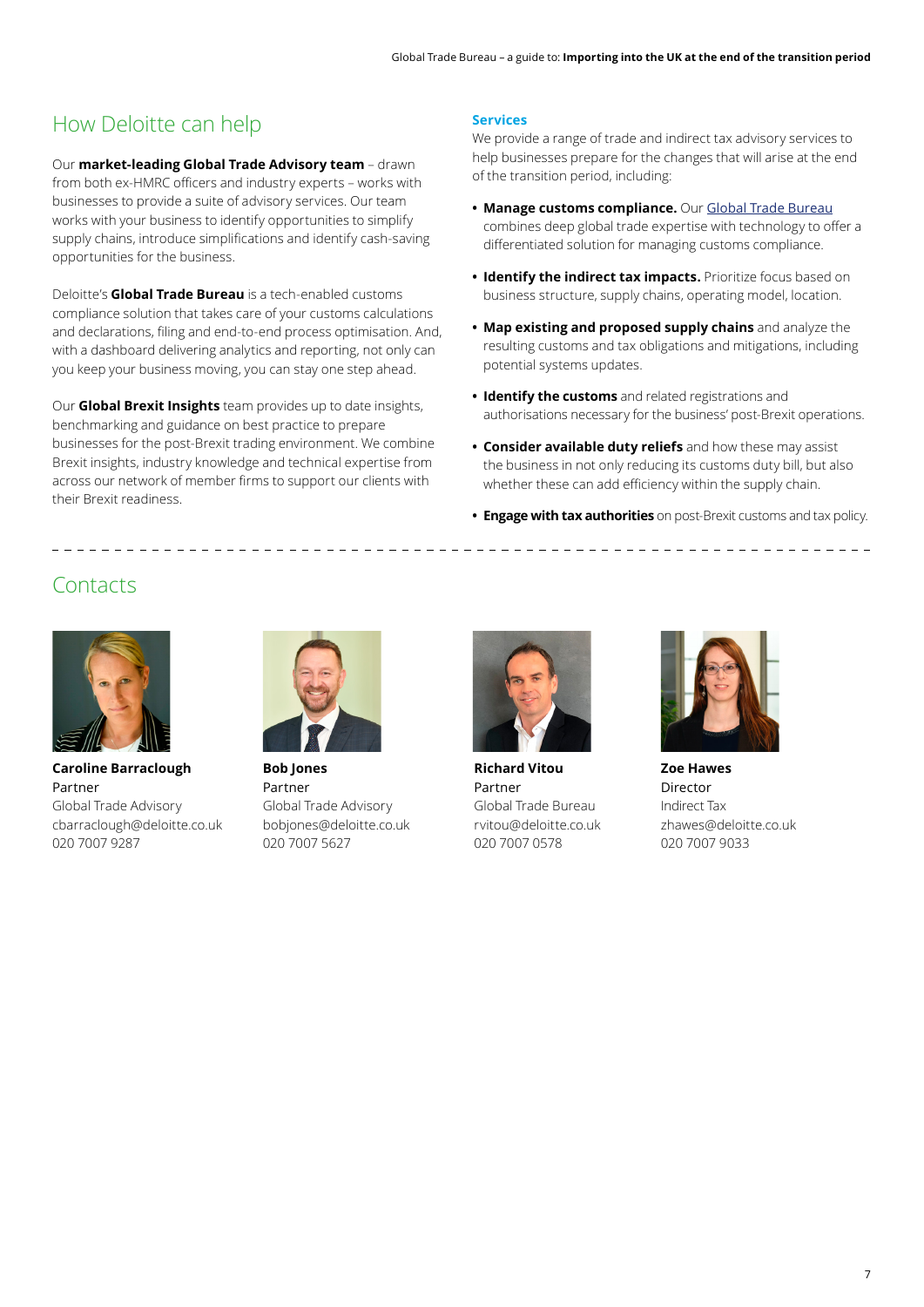## How Deloitte can help

Our **market-leading Global Trade Advisory team** – drawn from both ex-HMRC officers and industry experts – works with businesses to provide a suite of advisory services. Our team works with your business to identify opportunities to simplify supply chains, introduce simplifications and identify cash-saving opportunities for the business.

Deloitte's **Global Trade Bureau** is a tech-enabled customs compliance solution that takes care of your customs calculations and declarations, filing and end-to-end process optimisation. And, with a dashboard delivering analytics and reporting, not only can you keep your business moving, you can stay one step ahead.

Our **Global Brexit Insights** team provides up to date insights, benchmarking and guidance on best practice to prepare businesses for the post-Brexit trading environment. We combine Brexit insights, industry knowledge and technical expertise from across our network of member firms to support our clients with their Brexit readiness.

### Services

We provide a range of trade and indirect tax advisory services to help businesses prepare for the changes that will arise at the end of the transition period, including:

- **Manage customs compliance.** Our Global Trade Bureau combines deep global trade expertise with technology to offer a differentiated solution for managing customs compliance.
- **Identify the indirect tax impacts.** Prioritize focus based on business structure, supply chains, operating model, location.
- **Map existing and proposed supply chains** and analyze the resulting customs and tax obligations and mitigations, including potential systems updates.
- **Identify the customs** and related registrations and authorisations necessary for the business' post-Brexit operations.
- **Consider available duty reliefs** and how these may assist the business in not only reducing its customs duty bill, but also whether these can add efficiency within the supply chain.
- **Engage with tax authorities** on post-Brexit customs and tax policy.

## Contacts

**Caroline Barraclough**
Partner
Global Trade Advisory
cbarraclough@deloitte.co.uk
020 7007 9287

**Bob Jones**
Partner
Global Trade Advisory
bobjones@deloitte.co.uk
020 7007 5627

**Richard Vitou**
Partner
Global Trade Bureau
rvitou@deloitte.co.uk
020 7007 0578

**Zoe Hawes**
Director
Indirect Tax
zhawes@deloitte.co.uk
020 7007 9033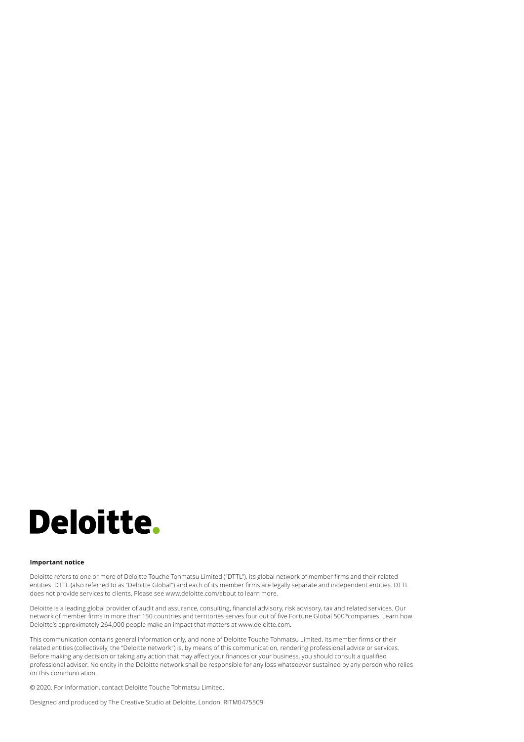Deloitte.

**Important notice**

Deloitte refers to one or more of Deloitte Touche Tohmatsu Limited ("DTTL"), its global network of member firms and their related entities. DTTL (also referred to as "Deloitte Global") and each of its member firms are legally separate and independent entities. DTTL does not provide services to clients. Please see www.deloitte.com/about to learn more.

Deloitte is a leading global provider of audit and assurance, consulting, financial advisory, risk advisory, tax and related services. Our network of member firms in more than 150 countries and territories serves four out of five Fortune Global 500®companies. Learn how Deloitte's approximately 264,000 people make an impact that matters at www.deloitte.com.

This communication contains general information only, and none of Deloitte Touche Tohmatsu Limited, its member firms or their related entities (collectively, the "Deloitte network") is, by means of this communication, rendering professional advice or services. Before making any decision or taking any action that may affect your finances or your business, you should consult a qualified professional adviser. No entity in the Deloitte network shall be responsible for any loss whatsoever sustained by any person who relies on this communication.

© 2020. For information, contact Deloitte Touche Tohmatsu Limited.

Designed and produced by The Creative Studio at Deloitte, London. RITM0475509